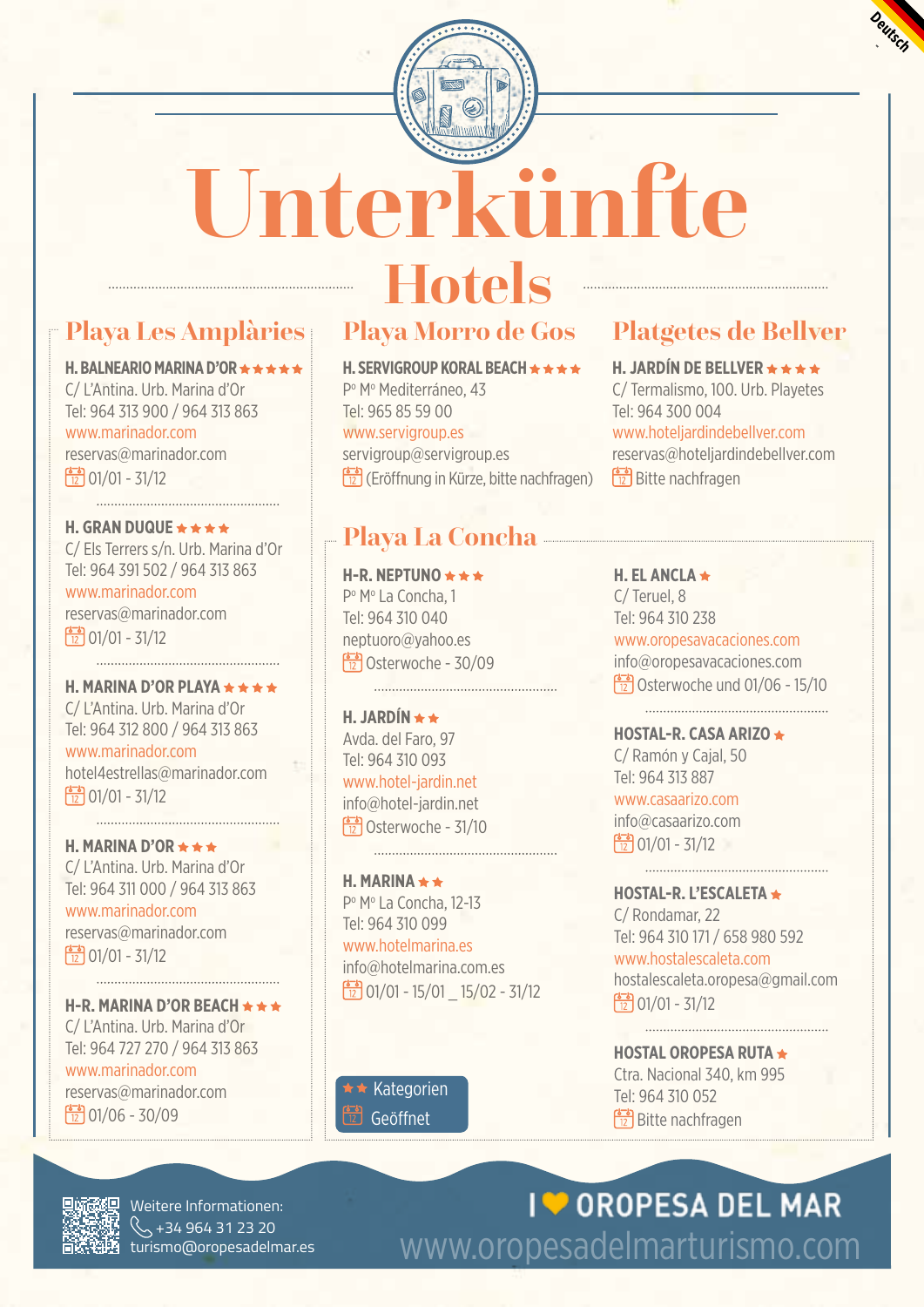Deutsch

# Unterkünfte

## Hotels

### Playa Les Amplàries

**H. BALNEARIO MARINA D'OR ★★★★★**
C/ L'Antina. Urb. Marina d'Or
Tel: 964 313 900 / 964 313 863
www.marinador.com
reservas@marinador.com
01/01 - 31/12

**H. GRAN DUQUE ★★★★**
C/ Els Terrers s/n. Urb. Marina d'Or
Tel: 964 391 502 / 964 313 863
www.marinador.com
reservas@marinador.com
01/01 - 31/12

**H. MARINA D'OR PLAYA ★★★★**
C/ L'Antina. Urb. Marina d'Or
Tel: 964 312 800 / 964 313 863
www.marinador.com
hotel4estrellas@marinador.com
01/01 - 31/12

**H. MARINA D'OR ★★★**
C/ L'Antina. Urb. Marina d'Or
Tel: 964 311 000 / 964 313 863
www.marinador.com
reservas@marinador.com
01/01 - 31/12

**H-R. MARINA D'OR BEACH ★★★**
C/ L'Antina. Urb. Marina d'Or
Tel: 964 727 270 / 964 313 863
www.marinador.com
reservas@marinador.com
01/06 - 30/09

### Playa Morro de Gos

**H. SERVIGROUP KORAL BEACH ★★★★**
Pº Mº Mediterráneo, 43
Tel: 965 85 59 00
www.servigroup.es
servigroup@servigroup.es
(Eröffnung in Kürze, bitte nachfragen)

### Platgetes de Bellver

**H. JARDÍN DE BELLVER ★★★★**
C/ Termalismo, 100. Urb. Playetes
Tel: 964 300 004
www.hoteljardindebellver.com
reservas@hoteljardindebellver.com
Bitte nachfragen

### Playa La Concha

**H-R. NEPTUNO ★★★**
Pº Mº La Concha, 1
Tel: 964 310 040
neptuoro@yahoo.es
Osterwoche - 30/09

**H. JARDÍN ★★**
Avda. del Faro, 97
Tel: 964 310 093
www.hotel-jardin.net
info@hotel-jardin.net
Osterwoche - 31/10

**H. MARINA ★★**
Pº Mº La Concha, 12-13
Tel: 964 310 099
www.hotelmarina.es
info@hotelmarina.com.es
01/01 - 15/01 _ 15/02 - 31/12

**H. EL ANCLA ★**
C/ Teruel, 8
Tel: 964 310 238
www.oropesavacaciones.com
info@oropesavacaciones.com
Osterwoche und 01/06 - 15/10

**HOSTAL-R. CASA ARIZO ★**
C/ Ramón y Cajal, 50
Tel: 964 313 887
www.casaarizo.com
info@casaarizo.com
01/01 - 31/12

**HOSTAL-R. L'ESCALETA ★**
C/ Rondamar, 22
Tel: 964 310 171 / 658 980 592
www.hostalescaleta.com
hostalescaleta.oropesa@gmail.com
01/01 - 31/12

**HOSTAL OROPESA RUTA ★**
Ctra. Nacional 340, km 995
Tel: 964 310 052
Bitte nachfragen

★★ Kategorien
Geöffnet

Weitere Informationen:
+34 964 31 23 20
turismo@oropesadelmar.es

I ♥ OROPESA DEL MAR
www.oropesadelmarturismo.com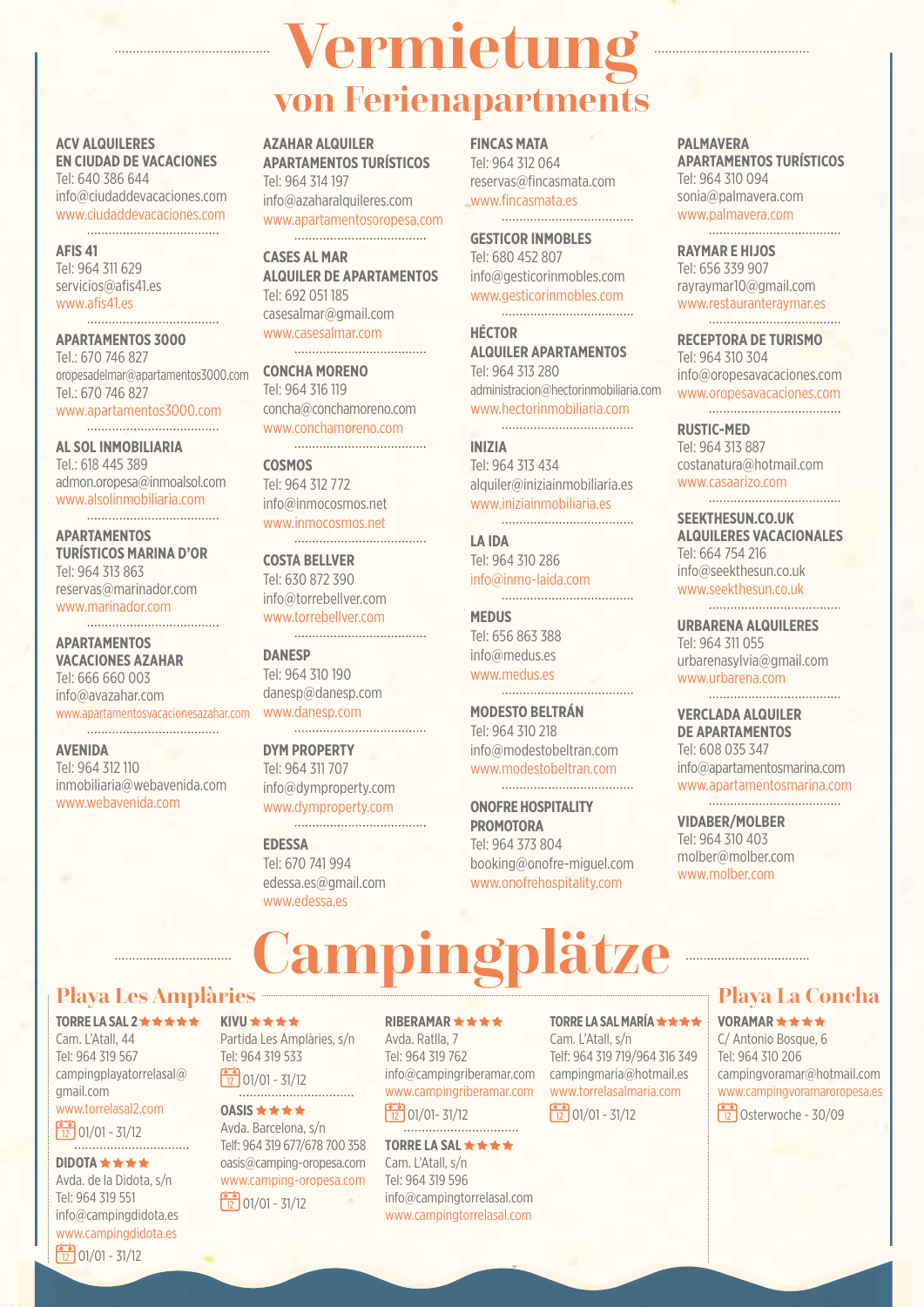# Vermietung
## von Ferienapartments

**ACV ALQUILERES EN CIUDAD DE VACACIONES**
Tel: 640 386 644
info@ciudaddevacaciones.com
www.ciudaddevacaciones.com

**AFIS 41**
Tel: 964 311 629
servicios@afis41.es
www.afis41.es

**APARTAMENTOS 3000**
Tel.: 670 746 827
oropesadelmar@apartamentos3000.com
Tel.: 670 746 827
www.apartamentos3000.com

**AL SOL INMOBILIARIA**
Tel.: 618 445 389
admon.oropesa@inmoalsol.com
www.alsolinmobiliaria.com

**APARTAMENTOS TURÍSTICOS MARINA D'OR**
Tel: 964 313 863
reservas@marinador.com
www.marinador.com

**APARTAMENTOS VACACIONES AZAHAR**
Tel: 666 660 003
info@avazahar.com
www.apartamentosvacacionesazahar.com

**AVENIDA**
Tel: 964 312 110
inmobiliaria@webavenida.com
www.webavenida.com

**AZAHAR ALQUILER APARTAMENTOS TURÍSTICOS**
Tel: 964 314 197
info@azaharalquileres.com
www.apartamentosoropesa.com

**CASES AL MAR ALQUILER DE APARTAMENTOS**
Tel: 692 051 185
casesalmar@gmail.com
www.casesalmar.com

**CONCHA MORENO**
Tel: 964 316 119
concha@conchamoreno.com
www.conchamoreno.com

**COSMOS**
Tel: 964 312 772
info@inmocosmos.net
www.inmocosmos.net

**COSTA BELLVER**
Tel: 630 872 390
info@torrebellver.com
www.torrebellver.com

**DANESP**
Tel: 964 310 190
danesp@danesp.com
www.danesp.com

**DYM PROPERTY**
Tel: 964 311 707
info@dymproperty.com
www.dymproperty.com

**EDESSA**
Tel: 670 741 994
edessa.es@gmail.com
www.edessa.es

**FINCAS MATA**
Tel: 964 312 064
reservas@fincasmata.com
www.fincasmata.es

**GESTICOR INMOBLES**
Tel: 680 452 807
info@gesticorinmobles.com
www.gesticorinmobles.com

**HÉCTOR ALQUILER APARTAMENTOS**
Tel: 964 313 280
administracion@hectorinmobiliaria.com
www.hectorinmobiliaria.com

**INIZIA**
Tel: 964 313 434
alquiler@iniziainmobiliaria.es
www.iniziainmobiliaria.es

**LA IDA**
Tel: 964 310 286
info@inmo-laida.com

**MEDUS**
Tel: 656 863 388
info@medus.es
www.medus.es

**MODESTO BELTRÁN**
Tel: 964 310 218
info@modestobeltran.com
www.modestobeltran.com

**ONOFRE HOSPITALITY PROMOTORA**
Tel: 964 373 804
booking@onofre-miguel.com
www.onofrehospitality.com

**PALMAVERA APARTAMENTOS TURÍSTICOS**
Tel: 964 310 094
sonia@palmavera.com
www.palmavera.com

**RAYMAR E HIJOS**
Tel: 656 339 907
rayraymar10@gmail.com
www.restauranteraymar.es

**RECEPTORA DE TURISMO**
Tel: 964 310 304
info@oropesavacaciones.com
www.oropesavacaciones.com

**RUSTIC-MED**
Tel: 964 313 887
costanatura@hotmail.com
www.casaarizo.com

**SEEKTHESUN.CO.UK ALQUILERES VACACIONALES**
Tel: 664 754 216
info@seekthesun.co.uk
www.seekthesun.co.uk

**URBARENA ALQUILERES**
Tel: 964 311 055
urbarenasylvia@gmail.com
www.urbarena.com

**VERCLADA ALQUILER DE APARTAMENTOS**
Tel: 608 035 347
info@apartamentosmarina.com
www.apartamentosmarina.com

**VIDABER/MOLBER**
Tel: 964 310 403
molber@molber.com
www.molber.com

# Campingplätze

## Playa Les Amplàries

**TORRE LA SAL 2 ★★★★★**
Cam. L'Atall, 44
Tel: 964 319 567
campingplayatorrelasal@gmail.com
www.torrelasal2.com
01/01 - 31/12

**DIDOTA ★★★★**
Avda. de la Didota, s/n
Tel: 964 319 551
info@campingdidota.es
www.campingdidota.es
01/01 - 31/12

**KIVU ★★★★**
Partida Les Amplàries, s/n
Tel: 964 319 533
01/01 - 31/12

**OASIS ★★★★**
Avda. Barcelona, s/n
Telf: 964 319 677/678 700 358
oasis@camping-oropesa.com
www.camping-oropesa.com
01/01 - 31/12

**RIBERAMAR ★★★★**
Avda. Ratlla, 7
Tel: 964 319 762
info@campingriberamar.com
www.campingriberamar.com
01/01- 31/12

**TORRE LA SAL ★★★★**
Cam. L'Atall, s/n
Tel: 964 319 596
info@campingtorrelasal.com
www.campingtorrelasal.com

**TORRE LA SAL MARÍA ★★★★**
Cam. L'Atall, s/n
Telf: 964 319 719/964 316 349
campingmaria@hotmail.es
www.torrelasalmaria.com
01/01 - 31/12

## Playa La Concha

**VORAMAR ★★★★**
C/ Antonio Bosque, 6
Tel: 964 310 206
campingvoramar@hotmail.com
www.campingvoramaroropesa.es
Osterwoche - 30/09